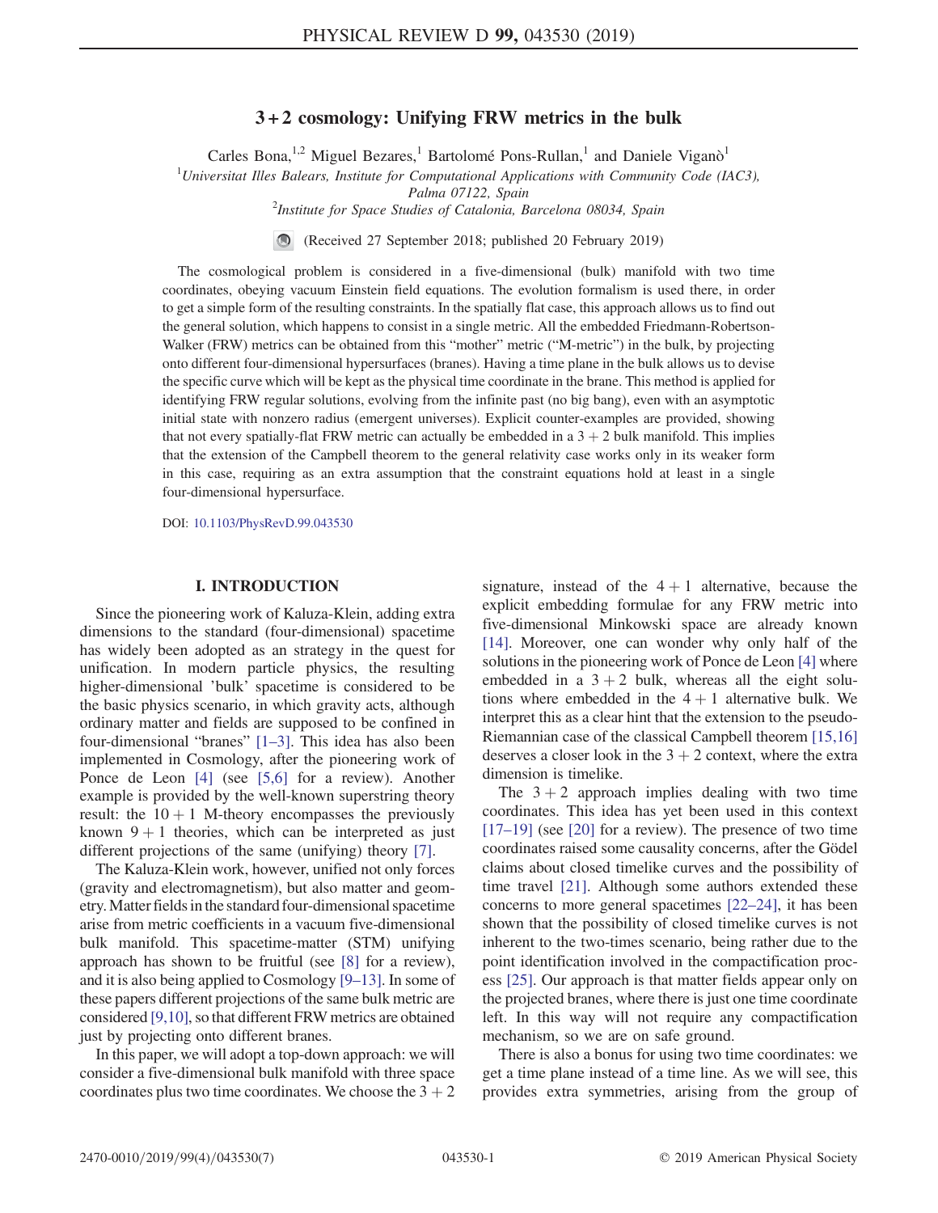# 3 + 2 cosmology: Unifying FRW metrics in the bulk

Carles Bona,[1,2] Miguel Bezares,[1] Bartolomé Pons-Rullan,[1] and Daniele Viganò[1]

[1]*Universitat Illes Balears, Institute for Computational Applications with Community Code (IAC3), Palma 07122, Spain*

[2]*Institute for Space Studies of Catalonia, Barcelona 08034, Spain*

(Received 27 September 2018; published 20 February 2019)

The cosmological problem is considered in a five-dimensional (bulk) manifold with two time coordinates, obeying vacuum Einstein field equations. The evolution formalism is used there, in order to get a simple form of the resulting constraints. In the spatially flat case, this approach allows us to find out the general solution, which happens to consist in a single metric. All the embedded Friedmann-Robertson-Walker (FRW) metrics can be obtained from this "mother" metric ("M-metric") in the bulk, by projecting onto different four-dimensional hypersurfaces (branes). Having a time plane in the bulk allows us to devise the specific curve which will be kept as the physical time coordinate in the brane. This method is applied for identifying FRW regular solutions, evolving from the infinite past (no big bang), even with an asymptotic initial state with nonzero radius (emergent universes). Explicit counter-examples are provided, showing that not every spatially-flat FRW metric can actually be embedded in a $3 + 2$ bulk manifold. This implies that the extension of the Campbell theorem to the general relativity case works only in its weaker form in this case, requiring as an extra assumption that the constraint equations hold at least in a single four-dimensional hypersurface.

DOI: 10.1103/PhysRevD.99.043530

## I. INTRODUCTION

Since the pioneering work of Kaluza-Klein, adding extra dimensions to the standard (four-dimensional) spacetime has widely been adopted as an strategy in the quest for unification. In modern particle physics, the resulting higher-dimensional 'bulk' spacetime is considered to be the basic physics scenario, in which gravity acts, although ordinary matter and fields are supposed to be confined in four-dimensional "branes" [1–3]. This idea has also been implemented in Cosmology, after the pioneering work of Ponce de Leon [4] (see [5,6] for a review). Another example is provided by the well-known superstring theory result: the $10 + 1$ M-theory encompasses the previously known $9 + 1$ theories, which can be interpreted as just different projections of the same (unifying) theory [7].

The Kaluza-Klein work, however, unified not only forces (gravity and electromagnetism), but also matter and geometry. Matter fields in the standard four-dimensional spacetime arise from metric coefficients in a vacuum five-dimensional bulk manifold. This spacetime-matter (STM) unifying approach has shown to be fruitful (see [8] for a review), and it is also being applied to Cosmology [9–13]. In some of these papers different projections of the same bulk metric are considered [9,10], so that different FRW metrics are obtained just by projecting onto different branes.

In this paper, we will adopt a top-down approach: we will consider a five-dimensional bulk manifold with three space coordinates plus two time coordinates. We choose the $3 + 2$ signature, instead of the $4 + 1$ alternative, because the explicit embedding formulae for any FRW metric into five-dimensional Minkowski space are already known [14]. Moreover, one can wonder why only half of the solutions in the pioneering work of Ponce de Leon [4] where embedded in a $3 + 2$ bulk, whereas all the eight solutions where embedded in the $4 + 1$ alternative bulk. We interpret this as a clear hint that the extension to the pseudo-Riemannian case of the classical Campbell theorem [15,16] deserves a closer look in the $3 + 2$ context, where the extra dimension is timelike.

The $3 + 2$ approach implies dealing with two time coordinates. This idea has yet been used in this context [17–19] (see [20] for a review). The presence of two time coordinates raised some causality concerns, after the Gödel claims about closed timelike curves and the possibility of time travel [21]. Although some authors extended these concerns to more general spacetimes [22–24], it has been shown that the possibility of closed timelike curves is not inherent to the two-times scenario, being rather due to the point identification involved in the compactification process [25]. Our approach is that matter fields appear only on the projected branes, where there is just one time coordinate left. In this way will not require any compactification mechanism, so we are on safe ground.

There is also a bonus for using two time coordinates: we get a time plane instead of a time line. As we will see, this provides extra symmetries, arising from the group of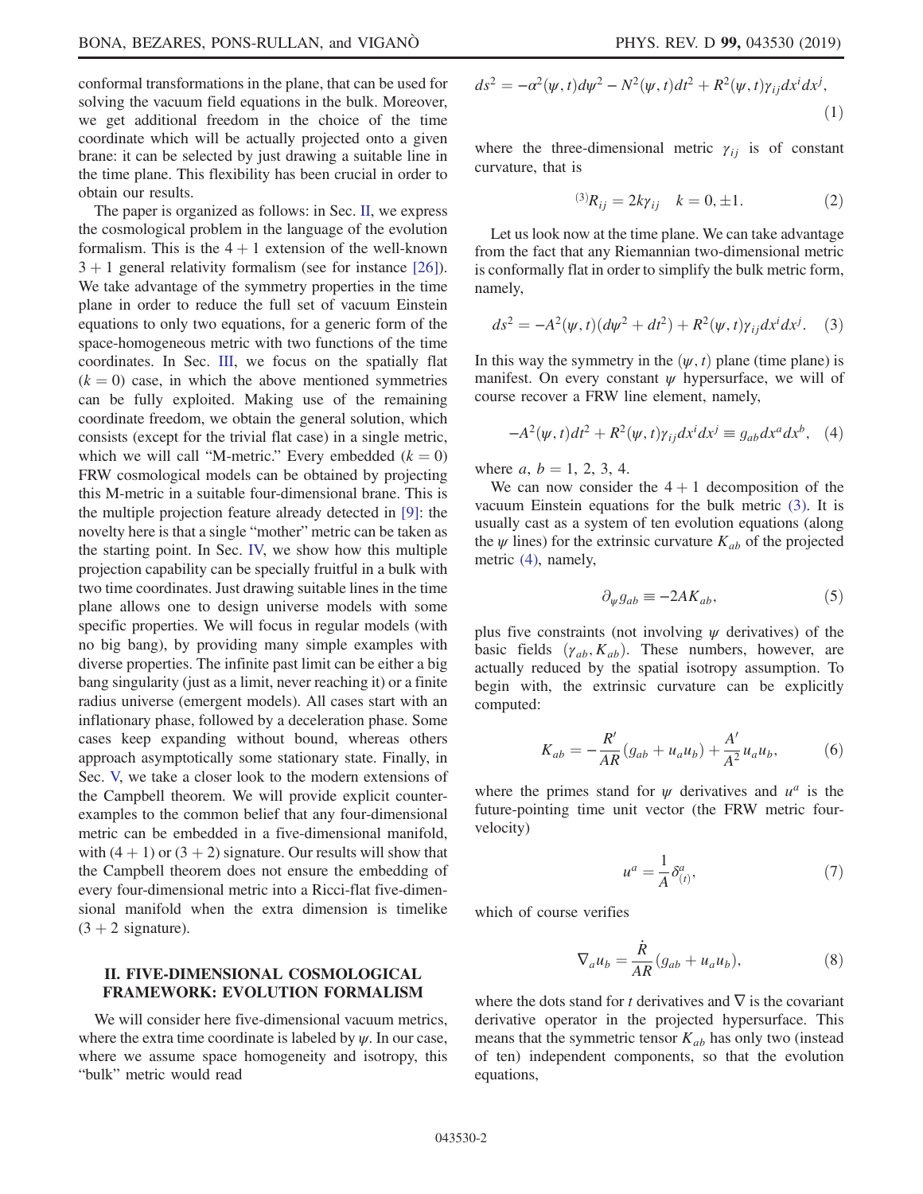conformal transformations in the plane, that can be used for solving the vacuum field equations in the bulk. Moreover, we get additional freedom in the choice of the time coordinate which will be actually projected onto a given brane: it can be selected by just drawing a suitable line in the time plane. This flexibility has been crucial in order to obtain our results.

The paper is organized as follows: in Sec. II, we express the cosmological problem in the language of the evolution formalism. This is the $4+1$ extension of the well-known $3+1$ general relativity formalism (see for instance [26]). We take advantage of the symmetry properties in the time plane in order to reduce the full set of vacuum Einstein equations to only two equations, for a generic form of the space-homogeneous metric with two functions of the time coordinates. In Sec. III, we focus on the spatially flat ($k=0$) case, in which the above mentioned symmetries can be fully exploited. Making use of the remaining coordinate freedom, we obtain the general solution, which consists (except for the trivial flat case) in a single metric, which we will call "M-metric." Every embedded ($k=0$) FRW cosmological models can be obtained by projecting this M-metric in a suitable four-dimensional brane. This is the multiple projection feature already detected in [9]: the novelty here is that a single "mother" metric can be taken as the starting point. In Sec. IV, we show how this multiple projection capability can be specially fruitful in a bulk with two time coordinates. Just drawing suitable lines in the time plane allows one to design universe models with some specific properties. We will focus in regular models (with no big bang), by providing many simple examples with diverse properties. The infinite past limit can be either a big bang singularity (just as a limit, never reaching it) or a finite radius universe (emergent models). All cases start with an inflationary phase, followed by a deceleration phase. Some cases keep expanding without bound, whereas others approach asymptotically some stationary state. Finally, in Sec. V, we take a closer look to the modern extensions of the Campbell theorem. We will provide explicit counterexamples to the common belief that any four-dimensional metric can be embedded in a five-dimensional manifold, with $(4+1)$ or $(3+2)$ signature. Our results will show that the Campbell theorem does not ensure the embedding of every four-dimensional metric into a Ricci-flat five-dimensional manifold when the extra dimension is timelike ($3+2$ signature).

## II. FIVE-DIMENSIONAL COSMOLOGICAL FRAMEWORK: EVOLUTION FORMALISM

We will consider here five-dimensional vacuum metrics, where the extra time coordinate is labeled by $\psi$. In our case, where we assume space homogeneity and isotropy, this "bulk" metric would read

$$ds^2 = -\alpha^2(\psi,t)d\psi^2 - N^2(\psi,t)dt^2 + R^2(\psi,t)\gamma_{ij}dx^i dx^j, \tag{1}$$

where the three-dimensional metric $\gamma_{ij}$ is of constant curvature, that is

$${}^{(3)}R_{ij} = 2k\gamma_{ij} \quad k = 0, \pm 1. \tag{2}$$

Let us look now at the time plane. We can take advantage from the fact that any Riemannian two-dimensional metric is conformally flat in order to simplify the bulk metric form, namely,

$$ds^2 = -A^2(\psi,t)(d\psi^2 + dt^2) + R^2(\psi,t)\gamma_{ij}dx^i dx^j. \tag{3}$$

In this way the symmetry in the $(\psi, t)$ plane (time plane) is manifest. On every constant $\psi$ hypersurface, we will of course recover a FRW line element, namely,

$$-A^2(\psi,t)dt^2 + R^2(\psi,t)\gamma_{ij}dx^i dx^j \equiv g_{ab}dx^a dx^b, \tag{4}$$

where $a$, $b = 1, 2, 3, 4$.

We can now consider the $4+1$ decomposition of the vacuum Einstein equations for the bulk metric (3). It is usually cast as a system of ten evolution equations (along the $\psi$ lines) for the extrinsic curvature $K_{ab}$ of the projected metric (4), namely,

$$\partial_\psi g_{ab} \equiv -2AK_{ab}, \tag{5}$$

plus five constraints (not involving $\psi$ derivatives) of the basic fields $(\gamma_{ab}, K_{ab})$. These numbers, however, are actually reduced by the spatial isotropy assumption. To begin with, the extrinsic curvature can be explicitly computed:

$$K_{ab} = -\frac{R'}{AR}(g_{ab} + u_a u_b) + \frac{A'}{A^2}u_a u_b, \tag{6}$$

where the primes stand for $\psi$ derivatives and $u^a$ is the future-pointing time unit vector (the FRW metric four-velocity)

$$u^a = \frac{1}{A}\delta^a_{(t)}, \tag{7}$$

which of course verifies

$$\nabla_a u_b = \frac{\dot{R}}{AR}(g_{ab} + u_a u_b), \tag{8}$$

where the dots stand for $t$ derivatives and $\nabla$ is the covariant derivative operator in the projected hypersurface. This means that the symmetric tensor $K_{ab}$ has only two (instead of ten) independent components, so that the evolution equations,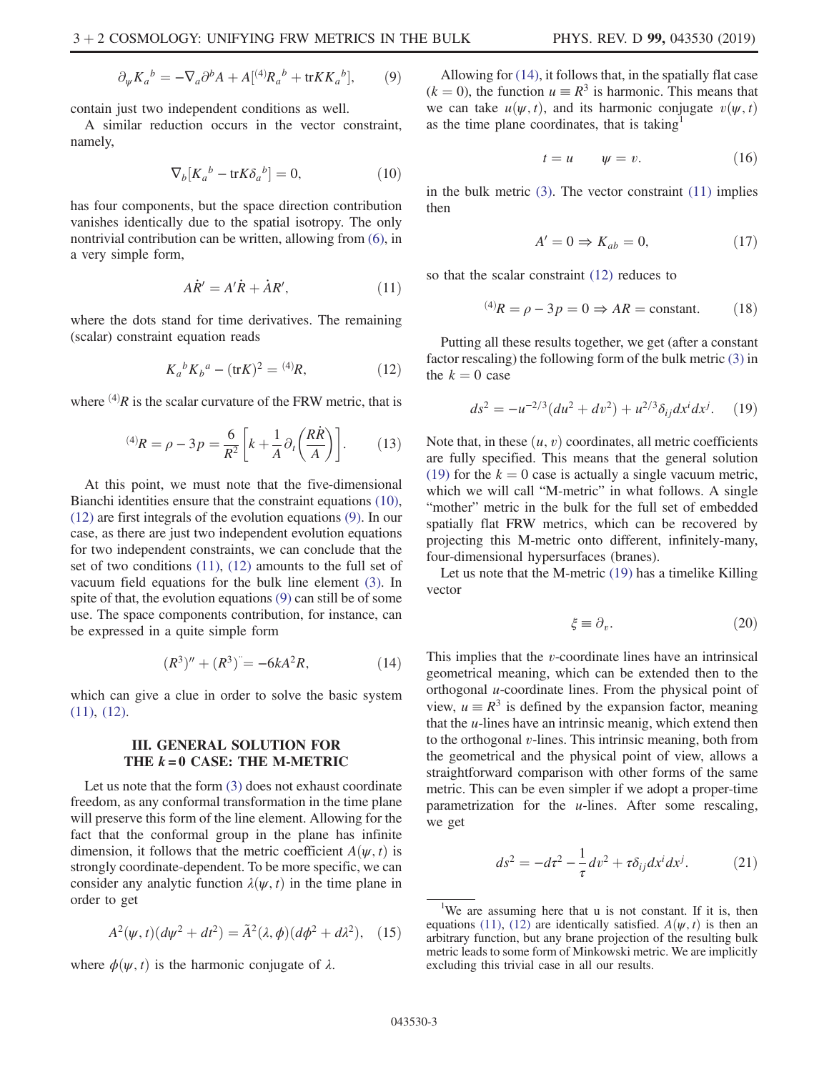$$\partial_\psi K_a{}^b = -\nabla_a \partial^b A + A[{}^{(4)}R_a{}^b + \mathrm{tr}K K_a{}^b], \tag{9}$$

contain just two independent conditions as well.

A similar reduction occurs in the vector constraint, namely,

$$\nabla_b[K_a{}^b - \mathrm{tr}K\delta_a{}^b] = 0, \tag{10}$$

has four components, but the space direction contribution vanishes identically due to the spatial isotropy. The only nontrivial contribution can be written, allowing from (6), in a very simple form,

$$A\dot{R}' = A'\dot{R} + \dot{A}R', \tag{11}$$

where the dots stand for time derivatives. The remaining (scalar) constraint equation reads

$$K_a{}^b K_b{}^a - (\mathrm{tr}K)^2 = {}^{(4)}R, \tag{12}$$

where ${}^{(4)}R$ is the scalar curvature of the FRW metric, that is

$${}^{(4)}R = \rho - 3p = \frac{6}{R^2}\left[k + \frac{1}{A}\partial_t\left(\frac{R\dot{R}}{A}\right)\right]. \tag{13}$$

At this point, we must note that the five-dimensional Bianchi identities ensure that the constraint equations (10), (12) are first integrals of the evolution equations (9). In our case, as there are just two independent evolution equations for two independent constraints, we can conclude that the set of two conditions (11), (12) amounts to the full set of vacuum field equations for the bulk line element (3). In spite of that, the evolution equations (9) can still be of some use. The space components contribution, for instance, can be expressed in a quite simple form

$$(R^3)'' + (R^3)^{\ddot{}} = -6kA^2R, \tag{14}$$

which can give a clue in order to solve the basic system (11), (12).

## III. GENERAL SOLUTION FOR THE $k = 0$ CASE: THE M-METRIC

Let us note that the form (3) does not exhaust coordinate freedom, as any conformal transformation in the time plane will preserve this form of the line element. Allowing for the fact that the conformal group in the plane has infinite dimension, it follows that the metric coefficient $A(\psi,t)$ is strongly coordinate-dependent. To be more specific, we can consider any analytic function $\lambda(\psi,t)$ in the time plane in order to get

$$A^2(\psi,t)(d\psi^2 + dt^2) = \tilde{A}^2(\lambda,\phi)(d\phi^2 + d\lambda^2), \tag{15}$$

where $\phi(\psi,t)$ is the harmonic conjugate of $\lambda$.

Allowing for (14), it follows that, in the spatially flat case ($k = 0$), the function $u \equiv R^3$ is harmonic. This means that we can take $u(\psi,t)$, and its harmonic conjugate $v(\psi,t)$ as the time plane coordinates, that is taking[1]

$$t = u \qquad \psi = v. \tag{16}$$

in the bulk metric (3). The vector constraint (11) implies then

$$A' = 0 \Rightarrow K_{ab} = 0, \tag{17}$$

so that the scalar constraint (12) reduces to

$${}^{(4)}R = \rho - 3p = 0 \Rightarrow AR = \mathrm{constant}. \tag{18}$$

Putting all these results together, we get (after a constant factor rescaling) the following form of the bulk metric (3) in the $k = 0$ case

$$ds^2 = -u^{-2/3}(du^2 + dv^2) + u^{2/3}\delta_{ij}dx^i dx^j. \tag{19}$$

Note that, in these $(u,v)$ coordinates, all metric coefficients are fully specified. This means that the general solution (19) for the $k = 0$ case is actually a single vacuum metric, which we will call "M-metric" in what follows. A single "mother" metric in the bulk for the full set of embedded spatially flat FRW metrics, which can be recovered by projecting this M-metric onto different, infinitely-many, four-dimensional hypersurfaces (branes).

Let us note that the M-metric (19) has a timelike Killing vector

$$\xi \equiv \partial_v. \tag{20}$$

This implies that the $v$-coordinate lines have an intrinsical geometrical meaning, which can be extended then to the orthogonal $u$-coordinate lines. From the physical point of view, $u \equiv R^3$ is defined by the expansion factor, meaning that the $u$-lines have an intrinsic meanig, which extend then to the orthogonal $v$-lines. This intrinsic meaning, both from the geometrical and the physical point of view, allows a straightforward comparison with other forms of the same metric. This can be even simpler if we adopt a proper-time parametrization for the $u$-lines. After some rescaling, we get

$$ds^2 = -d\tau^2 - \frac{1}{\tau}dv^2 + \tau\delta_{ij}dx^i dx^j. \tag{21}$$

[1] We are assuming here that u is not constant. If it is, then equations (11), (12) are identically satisfied. $A(\psi,t)$ is then an arbitrary function, but any brane projection of the resulting bulk metric leads to some form of Minkowski metric. We are implicitly excluding this trivial case in all our results.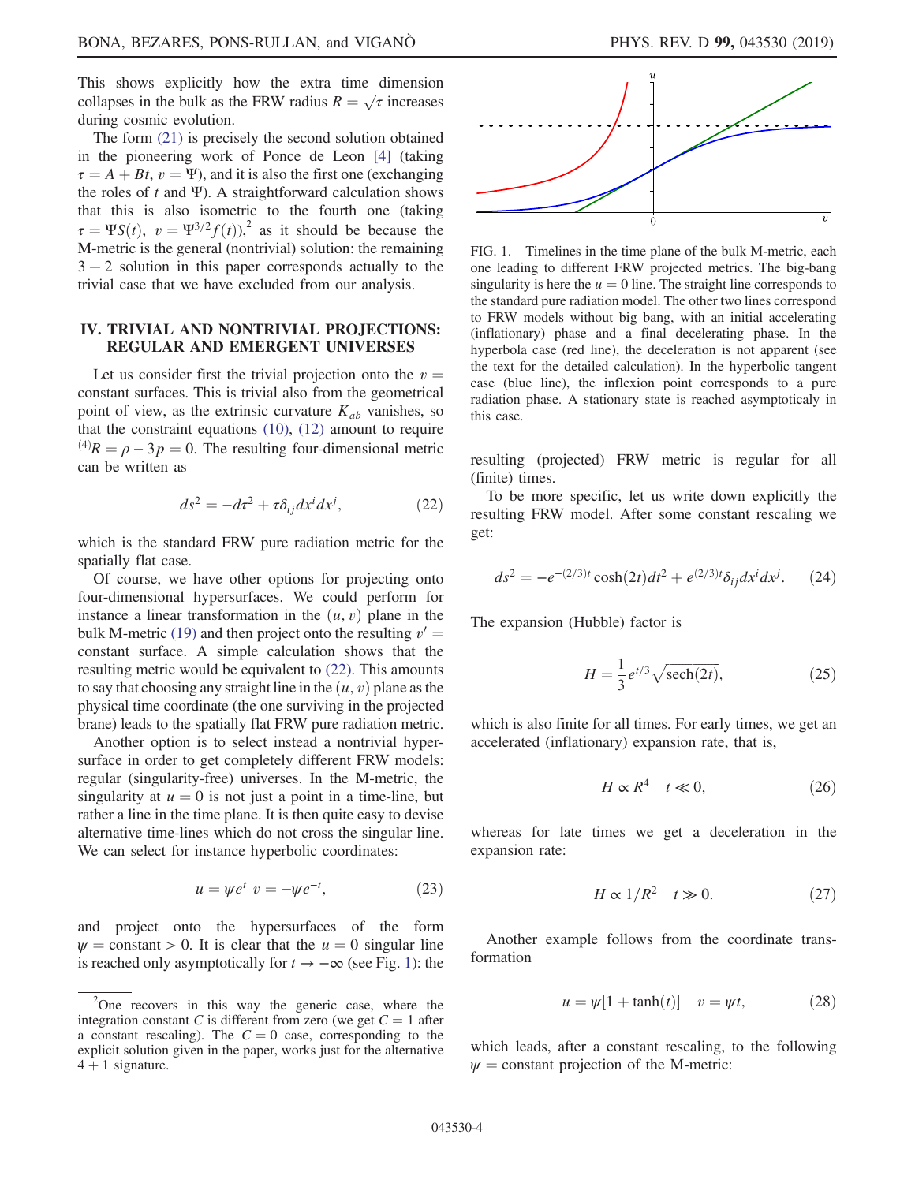This shows explicitly how the extra time dimension collapses in the bulk as the FRW radius $R = \sqrt{\tau}$ increases during cosmic evolution.

The form (21) is precisely the second solution obtained in the pioneering work of Ponce de Leon [4] (taking $\tau = A + Bt$, $v = \Psi$), and it is also the first one (exchanging the roles of $t$ and $\Psi$). A straightforward calculation shows that this is also isometric to the fourth one (taking $\tau = \Psi S(t)$, $v = \Psi^{3/2} f(t)$),[2] as it should be because the M-metric is the general (nontrivial) solution: the remaining $3+2$ solution in this paper corresponds actually to the trivial case that we have excluded from our analysis.

## IV. TRIVIAL AND NONTRIVIAL PROJECTIONS: REGULAR AND EMERGENT UNIVERSES

Let us consider first the trivial projection onto the $v =$ constant surfaces. This is trivial also from the geometrical point of view, as the extrinsic curvature $K_{ab}$ vanishes, so that the constraint equations (10), (12) amount to require ${}^{(4)}R = \rho - 3p = 0$. The resulting four-dimensional metric can be written as

$$ds^2 = -d\tau^2 + \tau \delta_{ij} dx^i dx^j, \tag{22}$$

which is the standard FRW pure radiation metric for the spatially flat case.

Of course, we have other options for projecting onto four-dimensional hypersurfaces. We could perform for instance a linear transformation in the $(u, v)$ plane in the bulk M-metric (19) and then project onto the resulting $v' =$ constant surface. A simple calculation shows that the resulting metric would be equivalent to (22). This amounts to say that choosing any straight line in the $(u, v)$ plane as the physical time coordinate (the one surviving in the projected brane) leads to the spatially flat FRW pure radiation metric.

Another option is to select instead a nontrivial hypersurface in order to get completely different FRW models: regular (singularity-free) universes. In the M-metric, the singularity at $u = 0$ is not just a point in a time-line, but rather a line in the time plane. It is then quite easy to devise alternative time-lines which do not cross the singular line. We can select for instance hyperbolic coordinates:

$$u = \psi e^t \quad v = -\psi e^{-t}, \tag{23}$$

and project onto the hypersurfaces of the form $\psi =$ constant $> 0$. It is clear that the $u = 0$ singular line is reached only asymptotically for $t \to -\infty$ (see Fig. 1): the resulting (projected) FRW metric is regular for all (finite) times.

FIG. 1. Timelines in the time plane of the bulk M-metric, each one leading to different FRW projected metrics. The big-bang singularity is here the $u = 0$ line. The straight line corresponds to the standard pure radiation model. The other two lines correspond to FRW models without big bang, with an initial accelerating (inflationary) phase and a final decelerating phase. In the hyperbola case (red line), the deceleration is not apparent (see the text for the detailed calculation). In the hyperbolic tangent case (blue line), the inflexion point corresponds to a pure radiation phase. A stationary state is reached asymptoticaly in this case.

To be more specific, let us write down explicitly the resulting FRW model. After some constant rescaling we get:

$$ds^2 = -e^{-(2/3)t} \cosh(2t) dt^2 + e^{(2/3)t} \delta_{ij} dx^i dx^j. \tag{24}$$

The expansion (Hubble) factor is

$$H = \frac{1}{3} e^{t/3} \sqrt{\mathrm{sech}(2t)}, \tag{25}$$

which is also finite for all times. For early times, we get an accelerated (inflationary) expansion rate, that is,

$$H \propto R^4 \quad t \ll 0, \tag{26}$$

whereas for late times we get a deceleration in the expansion rate:

$$H \propto 1/R^2 \quad t \gg 0. \tag{27}$$

Another example follows from the coordinate transformation

$$u = \psi[1 + \tanh(t)] \quad v = \psi t, \tag{28}$$

which leads, after a constant rescaling, to the following $\psi =$ constant projection of the M-metric:

---

[2] One recovers in this way the generic case, where the integration constant $C$ is different from zero (we get $C = 1$ after a constant rescaling). The $C = 0$ case, corresponding to the explicit solution given in the paper, works just for the alternative $4+1$ signature.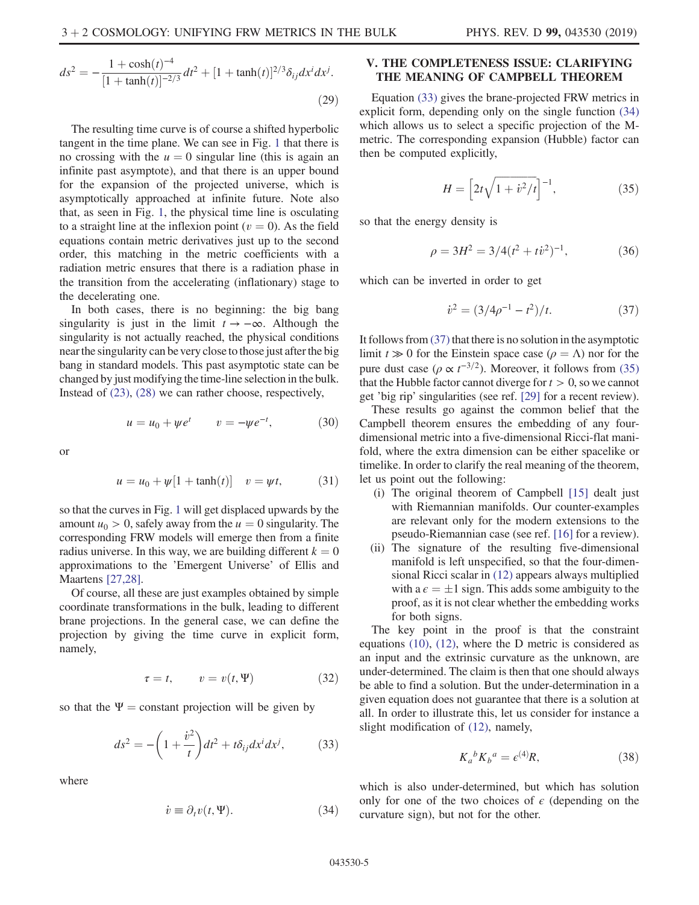$$ds^2 = -\frac{1+\cosh(t)^{-4}}{[1+\tanh(t)]^{-2/3}}dt^2 + [1+\tanh(t)]^{2/3}\delta_{ij}dx^i dx^j. \tag{29}$$

The resulting time curve is of course a shifted hyperbolic tangent in the time plane. We can see in Fig. 1 that there is no crossing with the $u = 0$ singular line (this is again an infinite past asymptote), and that there is an upper bound for the expansion of the projected universe, which is asymptotically approached at infinite future. Note also that, as seen in Fig. 1, the physical time line is osculating to a straight line at the inflexion point ($v = 0$). As the field equations contain metric derivatives just up to the second order, this matching in the metric coefficients with a radiation metric ensures that there is a radiation phase in the transition from the accelerating (inflationary) stage to the decelerating one.

In both cases, there is no beginning: the big bang singularity is just in the limit $t \to -\infty$. Although the singularity is not actually reached, the physical conditions near the singularity can be very close to those just after the big bang in standard models. This past asymptotic state can be changed by just modifying the time-line selection in the bulk. Instead of (23), (28) we can rather choose, respectively,

$$u = u_0 + \psi e^t \qquad v = -\psi e^{-t}, \tag{30}$$

or

$$u = u_0 + \psi[1+\tanh(t)] \quad v = \psi t, \tag{31}$$

so that the curves in Fig. 1 will get displaced upwards by the amount $u_0 > 0$, safely away from the $u = 0$ singularity. The corresponding FRW models will emerge then from a finite radius universe. In this way, we are building different $k = 0$ approximations to the 'Emergent Universe' of Ellis and Maartens [27,28].

Of course, all these are just examples obtained by simple coordinate transformations in the bulk, leading to different brane projections. In the general case, we can define the projection by giving the time curve in explicit form, namely,

$$\tau = t, \qquad v = v(t, \Psi) \tag{32}$$

so that the $\Psi =$ constant projection will be given by

$$ds^2 = -\left(1 + \frac{\dot{v}^2}{t}\right)dt^2 + t\delta_{ij}dx^i dx^j, \tag{33}$$

where

$$\dot{v} \equiv \partial_t v(t, \Psi). \tag{34}$$

## V. THE COMPLETENESS ISSUE: CLARIFYING THE MEANING OF CAMPBELL THEOREM

Equation (33) gives the brane-projected FRW metrics in explicit form, depending only on the single function (34) which allows us to select a specific projection of the M-metric. The corresponding expansion (Hubble) factor can then be computed explicitly,

$$H = \left[2t\sqrt{1+\dot{v}^2/t}\right]^{-1}, \tag{35}$$

so that the energy density is

$$\rho = 3H^2 = 3/4(t^2 + t\dot{v}^2)^{-1}, \tag{36}$$

which can be inverted in order to get

$$\dot{v}^2 = (3/4\rho^{-1} - t^2)/t. \tag{37}$$

It follows from (37) that there is no solution in the asymptotic limit $t \gg 0$ for the Einstein space case ($\rho = \Lambda$) nor for the pure dust case ($\rho \propto t^{-3/2}$). Moreover, it follows from (35) that the Hubble factor cannot diverge for $t > 0$, so we cannot get 'big rip' singularities (see ref. [29] for a recent review).

These results go against the common belief that the Campbell theorem ensures the embedding of any four-dimensional metric into a five-dimensional Ricci-flat manifold, where the extra dimension can be either spacelike or timelike. In order to clarify the real meaning of the theorem, let us point out the following:

(i) The original theorem of Campbell [15] dealt just with Riemannian manifolds. Our counter-examples are relevant only for the modern extensions to the pseudo-Riemannian case (see ref. [16] for a review).

(ii) The signature of the resulting five-dimensional manifold is left unspecified, so that the four-dimensional Ricci scalar in (12) appears always multiplied with a $\epsilon = \pm 1$ sign. This adds some ambiguity to the proof, as it is not clear whether the embedding works for both signs.

The key point in the proof is that the constraint equations (10), (12), where the D metric is considered as an input and the extrinsic curvature as the unknown, are under-determined. The claim is then that one should always be able to find a solution. But the under-determination in a given equation does not guarantee that there is a solution at all. In order to illustrate this, let us consider for instance a slight modification of (12), namely,

$$K_a{}^b K_b{}^a = \epsilon^{(4)}R, \tag{38}$$

which is also under-determined, but which has solution only for one of the two choices of $\epsilon$ (depending on the curvature sign), but not for the other.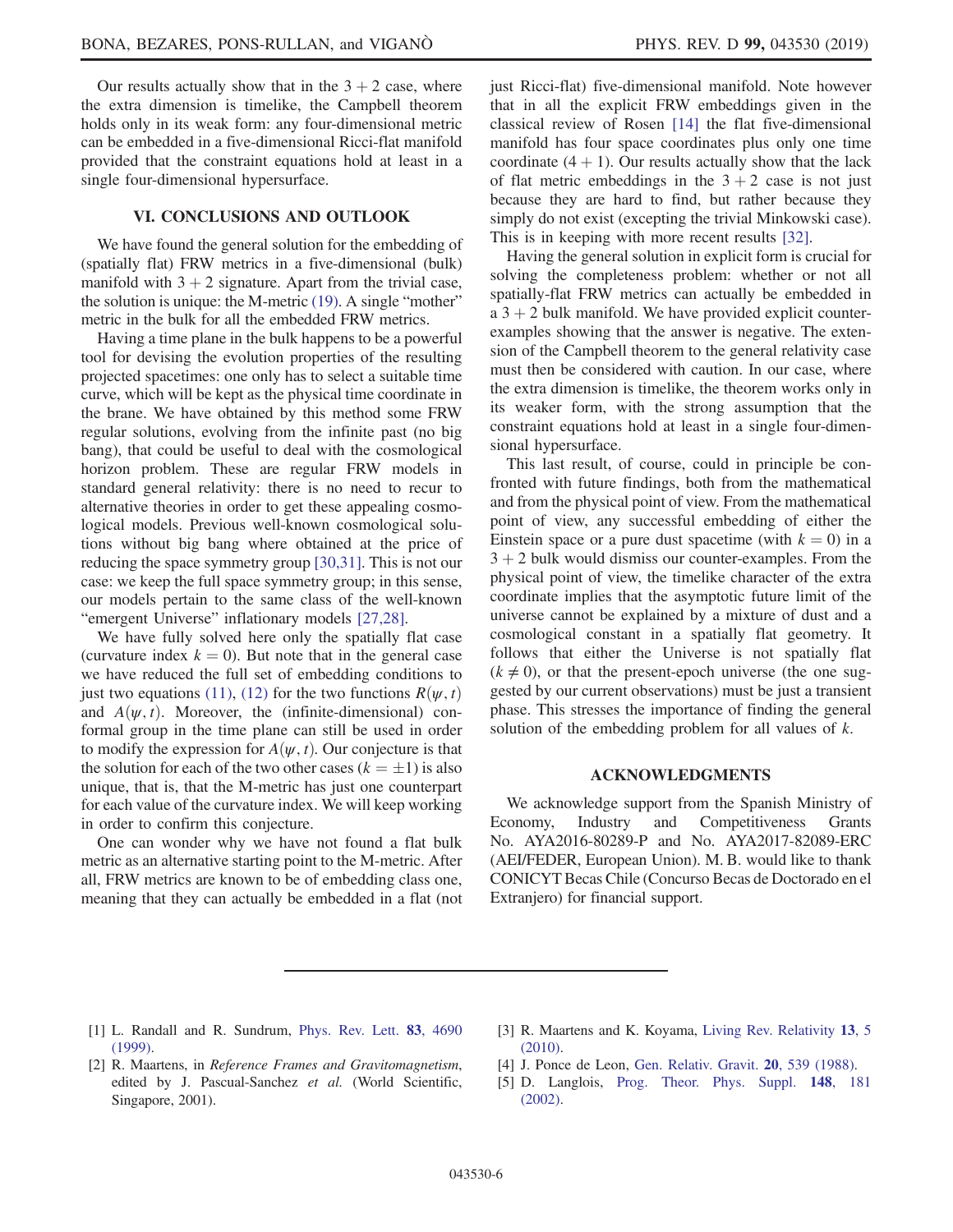Our results actually show that in the $3 + 2$ case, where the extra dimension is timelike, the Campbell theorem holds only in its weak form: any four-dimensional metric can be embedded in a five-dimensional Ricci-flat manifold provided that the constraint equations hold at least in a single four-dimensional hypersurface.

## VI. CONCLUSIONS AND OUTLOOK

We have found the general solution for the embedding of (spatially flat) FRW metrics in a five-dimensional (bulk) manifold with $3 + 2$ signature. Apart from the trivial case, the solution is unique: the M-metric (19). A single "mother" metric in the bulk for all the embedded FRW metrics.

Having a time plane in the bulk happens to be a powerful tool for devising the evolution properties of the resulting projected spacetimes: one only has to select a suitable time curve, which will be kept as the physical time coordinate in the brane. We have obtained by this method some FRW regular solutions, evolving from the infinite past (no big bang), that could be useful to deal with the cosmological horizon problem. These are regular FRW models in standard general relativity: there is no need to recur to alternative theories in order to get these appealing cosmological models. Previous well-known cosmological solutions without big bang where obtained at the price of reducing the space symmetry group [30,31]. This is not our case: we keep the full space symmetry group; in this sense, our models pertain to the same class of the well-known "emergent Universe" inflationary models [27,28].

We have fully solved here only the spatially flat case (curvature index $k = 0$). But note that in the general case we have reduced the full set of embedding conditions to just two equations (11), (12) for the two functions $R(\psi, t)$ and $A(\psi, t)$. Moreover, the (infinite-dimensional) conformal group in the time plane can still be used in order to modify the expression for $A(\psi, t)$. Our conjecture is that the solution for each of the two other cases ($k = \pm 1$) is also unique, that is, that the M-metric has just one counterpart for each value of the curvature index. We will keep working in order to confirm this conjecture.

One can wonder why we have not found a flat bulk metric as an alternative starting point to the M-metric. After all, FRW metrics are known to be of embedding class one, meaning that they can actually be embedded in a flat (not just Ricci-flat) five-dimensional manifold. Note however that in all the explicit FRW embeddings given in the classical review of Rosen [14] the flat five-dimensional manifold has four space coordinates plus only one time coordinate $(4 + 1)$. Our results actually show that the lack of flat metric embeddings in the $3 + 2$ case is not just because they are hard to find, but rather because they simply do not exist (excepting the trivial Minkowski case). This is in keeping with more recent results [32].

Having the general solution in explicit form is crucial for solving the completeness problem: whether or not all spatially-flat FRW metrics can actually be embedded in a $3 + 2$ bulk manifold. We have provided explicit counterexamples showing that the answer is negative. The extension of the Campbell theorem to the general relativity case must then be considered with caution. In our case, where the extra dimension is timelike, the theorem works only in its weaker form, with the strong assumption that the constraint equations hold at least in a single four-dimensional hypersurface.

This last result, of course, could in principle be confronted with future findings, both from the mathematical and from the physical point of view. From the mathematical point of view, any successful embedding of either the Einstein space or a pure dust spacetime (with $k = 0$) in a $3 + 2$ bulk would dismiss our counter-examples. From the physical point of view, the timelike character of the extra coordinate implies that the asymptotic future limit of the universe cannot be explained by a mixture of dust and a cosmological constant in a spatially flat geometry. It follows that either the Universe is not spatially flat ($k \neq 0$), or that the present-epoch universe (the one suggested by our current observations) must be just a transient phase. This stresses the importance of finding the general solution of the embedding problem for all values of $k$.

## ACKNOWLEDGMENTS

We acknowledge support from the Spanish Ministry of Economy, Industry and Competitiveness Grants No. AYA2016-80289-P and No. AYA2017-82089-ERC (AEI/FEDER, European Union). M. B. would like to thank CONICYT Becas Chile (Concurso Becas de Doctorado en el Extranjero) for financial support.

---

[1] L. Randall and R. Sundrum, Phys. Rev. Lett. **83**, 4690 (1999).

[2] R. Maartens, in *Reference Frames and Gravitomagnetism*, edited by J. Pascual-Sanchez *et al.* (World Scientific, Singapore, 2001).

[3] R. Maartens and K. Koyama, Living Rev. Relativity **13**, 5 (2010).

[4] J. Ponce de Leon, Gen. Relativ. Gravit. **20**, 539 (1988).

[5] D. Langlois, Prog. Theor. Phys. Suppl. **148**, 181 (2002).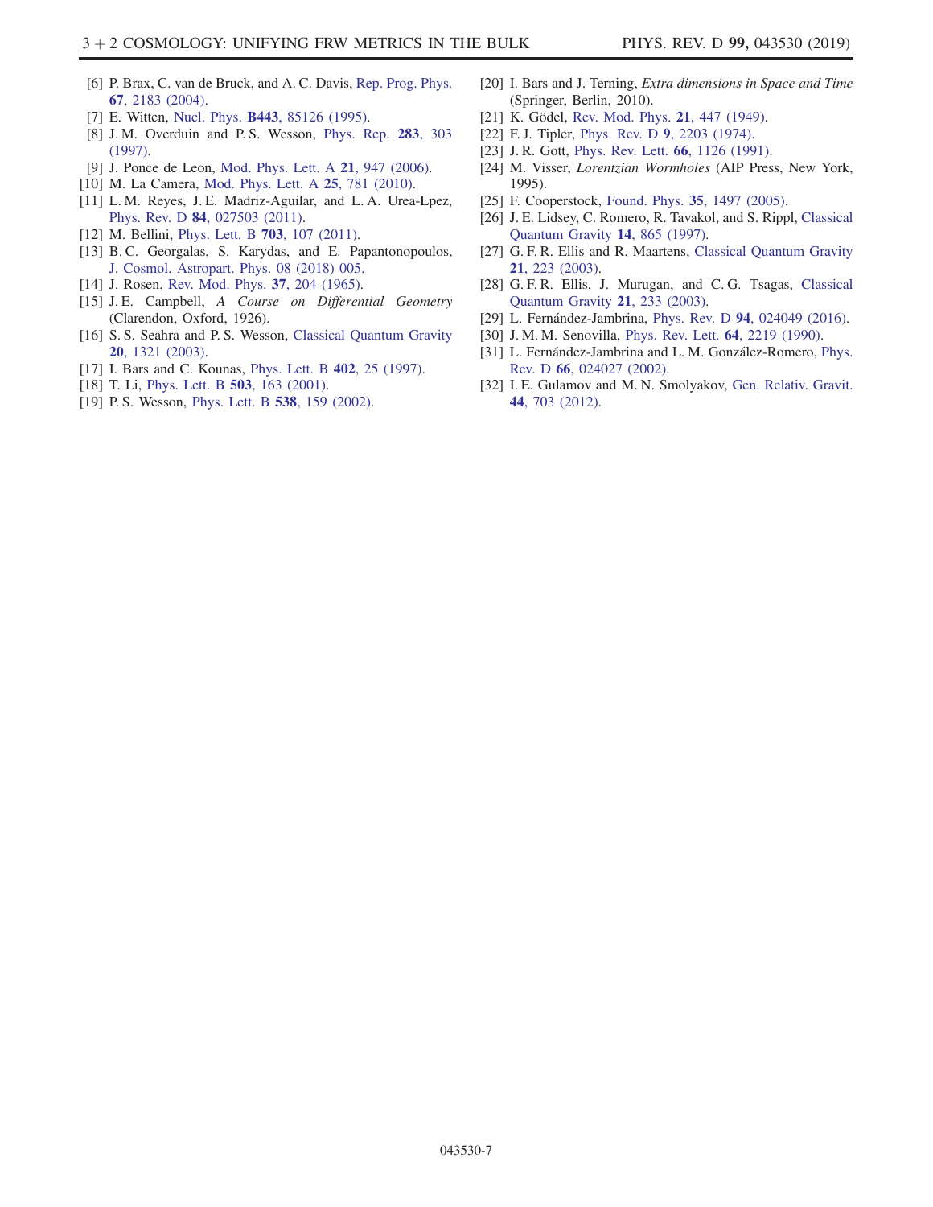[6] P. Brax, C. van de Bruck, and A. C. Davis, Rep. Prog. Phys. **67**, 2183 (2004).

[7] E. Witten, Nucl. Phys. **B443**, 85126 (1995).

[8] J. M. Overduin and P. S. Wesson, Phys. Rep. **283**, 303 (1997).

[9] J. Ponce de Leon, Mod. Phys. Lett. A **21**, 947 (2006).

[10] M. La Camera, Mod. Phys. Lett. A **25**, 781 (2010).

[11] L. M. Reyes, J. E. Madriz-Aguilar, and L. A. Urea-Lpez, Phys. Rev. D **84**, 027503 (2011).

[12] M. Bellini, Phys. Lett. B **703**, 107 (2011).

[13] B. C. Georgalas, S. Karydas, and E. Papantonopoulos, J. Cosmol. Astropart. Phys. 08 (2018) 005.

[14] J. Rosen, Rev. Mod. Phys. **37**, 204 (1965).

[15] J. E. Campbell, *A Course on Differential Geometry* (Clarendon, Oxford, 1926).

[16] S. S. Seahra and P. S. Wesson, Classical Quantum Gravity **20**, 1321 (2003).

[17] I. Bars and C. Kounas, Phys. Lett. B **402**, 25 (1997).

[18] T. Li, Phys. Lett. B **503**, 163 (2001).

[19] P. S. Wesson, Phys. Lett. B **538**, 159 (2002).

[20] I. Bars and J. Terning, *Extra dimensions in Space and Time* (Springer, Berlin, 2010).

[21] K. Gödel, Rev. Mod. Phys. **21**, 447 (1949).

[22] F. J. Tipler, Phys. Rev. D **9**, 2203 (1974).

[23] J. R. Gott, Phys. Rev. Lett. **66**, 1126 (1991).

[24] M. Visser, *Lorentzian Wormholes* (AIP Press, New York, 1995).

[25] F. Cooperstock, Found. Phys. **35**, 1497 (2005).

[26] J. E. Lidsey, C. Romero, R. Tavakol, and S. Rippl, Classical Quantum Gravity **14**, 865 (1997).

[27] G. F. R. Ellis and R. Maartens, Classical Quantum Gravity **21**, 223 (2003).

[28] G. F. R. Ellis, J. Murugan, and C. G. Tsagas, Classical Quantum Gravity **21**, 233 (2003).

[29] L. Fernández-Jambrina, Phys. Rev. D **94**, 024049 (2016).

[30] J. M. M. Senovilla, Phys. Rev. Lett. **64**, 2219 (1990).

[31] L. Fernández-Jambrina and L. M. González-Romero, Phys. Rev. D **66**, 024027 (2002).

[32] I. E. Gulamov and M. N. Smolyakov, Gen. Relativ. Gravit. **44**, 703 (2012).